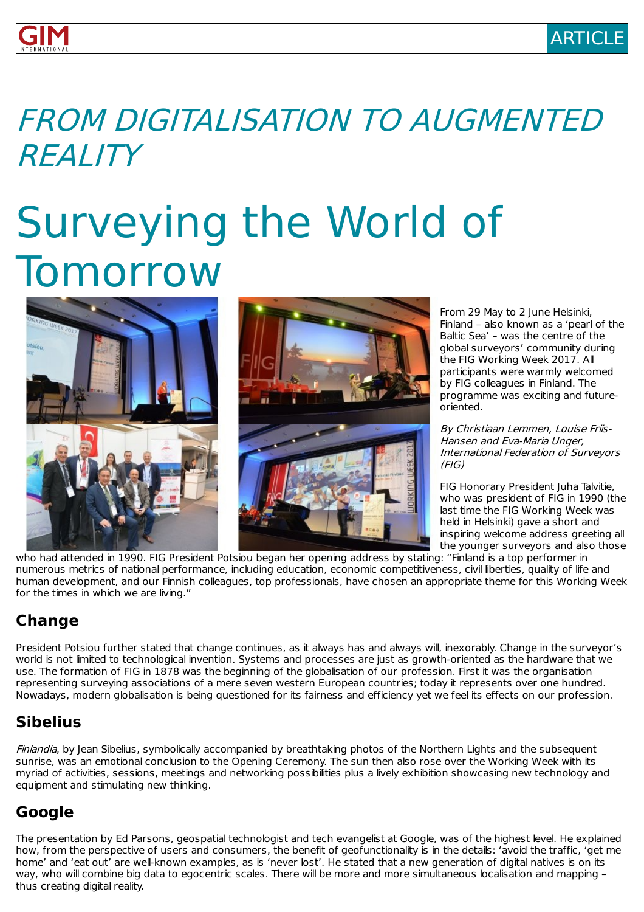# FROM DIGITALISATION TO AUGMENTED REALITY

# Surveying the World of Tomorrow

From 29 May to 2 June Helsinki, Finland – also known as a 'pearl of the Baltic Sea' – was the centre of the global surveyors' community during the FIG Working Week 2017. All participants were warmly welcomed by FIG colleagues in Finland. The programme was exciting and future-oriented.

*By Christiaan Lemmen, Louise Friis-Hansen and Eva-Maria Unger, International Federation of Surveyors (FIG)*

FIG Honorary President Juha Talvitie, who was president of FIG in 1990 (the last time the FIG Working Week was held in Helsinki) gave a short and inspiring welcome address greeting all the younger surveyors and also those who had attended in 1990. FIG President Potsiou began her opening address by stating: "Finland is a top performer in numerous metrics of national performance, including education, economic competitiveness, civil liberties, quality of life and human development, and our Finnish colleagues, top professionals, have chosen an appropriate theme for this Working Week for the times in which we are living."

## Change

President Potsiou further stated that change continues, as it always has and always will, inexorably. Change in the surveyor's world is not limited to technological invention. Systems and processes are just as growth-oriented as the hardware that we use. The formation of FIG in 1878 was the beginning of the globalisation of our profession. First it was the organisation representing surveying associations of a mere seven western European countries; today it represents over one hundred. Nowadays, modern globalisation is being questioned for its fairness and efficiency yet we feel its effects on our profession.

## Sibelius

*Finlandia*, by Jean Sibelius, symbolically accompanied by breathtaking photos of the Northern Lights and the subsequent sunrise, was an emotional conclusion to the Opening Ceremony. The sun then also rose over the Working Week with its myriad of activities, sessions, meetings and networking possibilities plus a lively exhibition showcasing new technology and equipment and stimulating new thinking.

## Google

The presentation by Ed Parsons, geospatial technologist and tech evangelist at Google, was of the highest level. He explained how, from the perspective of users and consumers, the benefit of geofunctionality is in the details: 'avoid the traffic, 'get me home' and 'eat out' are well-known examples, as is 'never lost'. He stated that a new generation of digital natives is on its way, who will combine big data to egocentric scales. There will be more and more simultaneous localisation and mapping – thus creating digital reality.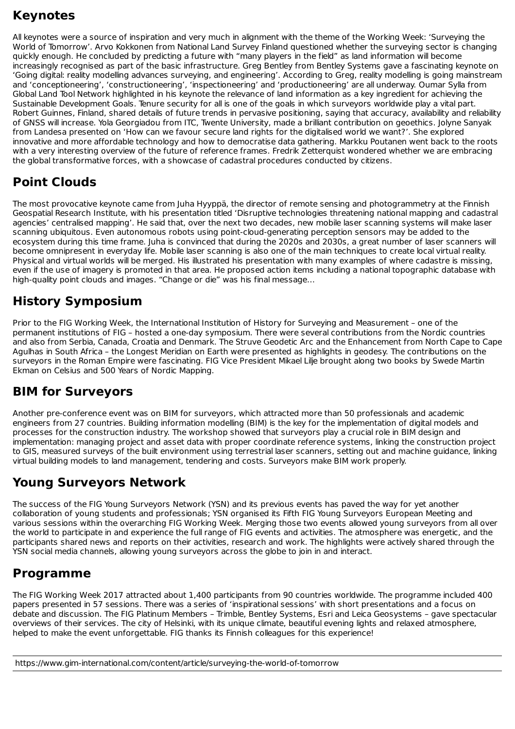## Keynotes

All keynotes were a source of inspiration and very much in alignment with the theme of the Working Week: 'Surveying the World of Tomorrow'. Arvo Kokkonen from National Land Survey Finland questioned whether the surveying sector is changing quickly enough. He concluded by predicting a future with "many players in the field" as land information will become increasingly recognised as part of the basic infrastructure. Greg Bentley from Bentley Systems gave a fascinating keynote on 'Going digital: reality modelling advances surveying, and engineering'. According to Greg, reality modelling is going mainstream and 'conceptioneering', 'constructioneering', 'inspectioneering' and 'productioneering' are all underway. Oumar Sylla from Global Land Tool Network highlighted in his keynote the relevance of land information as a key ingredient for achieving the Sustainable Development Goals. Tenure security for all is one of the goals in which surveyors worldwide play a vital part. Robert Guinnes, Finland, shared details of future trends in pervasive positioning, saying that accuracy, availability and reliability of GNSS will increase. Yola Georgiadou from ITC, Twente University, made a brilliant contribution on geoethics. Jolyne Sanyak from Landesa presented on 'How can we favour secure land rights for the digitalised world we want?'. She explored innovative and more affordable technology and how to democratise data gathering. Markku Poutanen went back to the roots with a very interesting overview of the future of reference frames. Fredrik Zetterquist wondered whether we are embracing the global transformative forces, with a showcase of cadastral procedures conducted by citizens.

## Point Clouds

The most provocative keynote came from Juha Hyyppä, the director of remote sensing and photogrammetry at the Finnish Geospatial Research Institute, with his presentation titled 'Disruptive technologies threatening national mapping and cadastral agencies' centralised mapping'. He said that, over the next two decades, new mobile laser scanning systems will make laser scanning ubiquitous. Even autonomous robots using point-cloud-generating perception sensors may be added to the ecosystem during this time frame. Juha is convinced that during the 2020s and 2030s, a great number of laser scanners will become omnipresent in everyday life. Mobile laser scanning is also one of the main techniques to create local virtual reality. Physical and virtual worlds will be merged. His illustrated his presentation with many examples of where cadastre is missing, even if the use of imagery is promoted in that area. He proposed action items including a national topographic database with high-quality point clouds and images. "Change or die" was his final message…

## History Symposium

Prior to the FIG Working Week, the International Institution of History for Surveying and Measurement – one of the permanent institutions of FIG – hosted a one-day symposium. There were several contributions from the Nordic countries and also from Serbia, Canada, Croatia and Denmark. The Struve Geodetic Arc and the Enhancement from North Cape to Cape Agulhas in South Africa – the Longest Meridian on Earth were presented as highlights in geodesy. The contributions on the surveyors in the Roman Empire were fascinating. FIG Vice President Mikael Lilje brought along two books by Swede Martin Ekman on Celsius and 500 Years of Nordic Mapping.

## BIM for Surveyors

Another pre-conference event was on BIM for surveyors, which attracted more than 50 professionals and academic engineers from 27 countries. Building information modelling (BIM) is the key for the implementation of digital models and processes for the construction industry. The workshop showed that surveyors play a crucial role in BIM design and implementation: managing project and asset data with proper coordinate reference systems, linking the construction project to GIS, measured surveys of the built environment using terrestrial laser scanners, setting out and machine guidance, linking virtual building models to land management, tendering and costs. Surveyors make BIM work properly.

## Young Surveyors Network

The success of the FIG Young Surveyors Network (YSN) and its previous events has paved the way for yet another collaboration of young students and professionals; YSN organised its Fifth FIG Young Surveyors European Meeting and various sessions within the overarching FIG Working Week. Merging those two events allowed young surveyors from all over the world to participate in and experience the full range of FIG events and activities. The atmosphere was energetic, and the participants shared news and reports on their activities, research and work. The highlights were actively shared through the YSN social media channels, allowing young surveyors across the globe to join in and interact.

## Programme

The FIG Working Week 2017 attracted about 1,400 participants from 90 countries worldwide. The programme included 400 papers presented in 57 sessions. There was a series of 'inspirational sessions' with short presentations and a focus on debate and discussion. The FIG Platinum Members – Trimble, Bentley Systems, Esri and Leica Geosystems – gave spectacular overviews of their services. The city of Helsinki, with its unique climate, beautiful evening lights and relaxed atmosphere, helped to make the event unforgettable. FIG thanks its Finnish colleagues for this experience!

https://www.gim-international.com/content/article/surveying-the-world-of-tomorrow